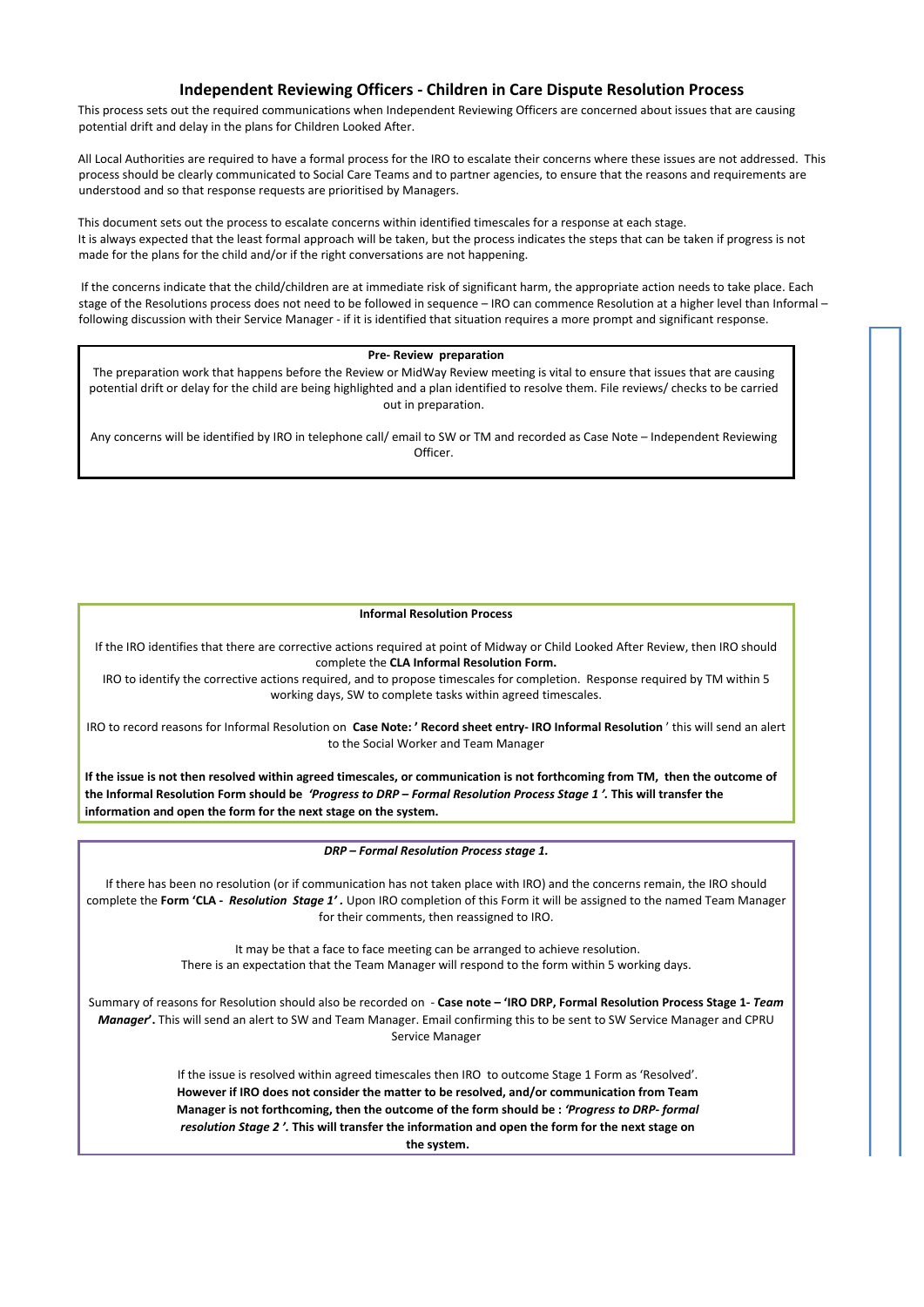# Independent Reviewing Officers - Children in Care Dispute Resolution Process

This process sets out the required communications when Independent Reviewing Officers are concerned about issues that are causing potential drift and delay in the plans for Children Looked After.

All Local Authorities are required to have a formal process for the IRO to escalate their concerns where these issues are not addressed. This process should be clearly communicated to Social Care Teams and to partner agencies, to ensure that the reasons and requirements are understood and so that response requests are prioritised by Managers.

This document sets out the process to escalate concerns within identified timescales for a response at each stage.
It is always expected that the least formal approach will be taken, but the process indicates the steps that can be taken if progress is not made for the plans for the child and/or if the right conversations are not happening.

If the concerns indicate that the child/children are at immediate risk of significant harm, the appropriate action needs to take place. Each stage of the Resolutions process does not need to be followed in sequence – IRO can commence Resolution at a higher level than Informal – following discussion with their Service Manager - if it is identified that situation requires a more prompt and significant response.

**Pre- Review preparation**

The preparation work that happens before the Review or MidWay Review meeting is vital to ensure that issues that are causing potential drift or delay for the child are being highlighted and a plan identified to resolve them. File reviews/ checks to be carried out in preparation.

Any concerns will be identified by IRO in telephone call/ email to SW or TM and recorded as Case Note – Independent Reviewing Officer.

**Informal Resolution Process**

If the IRO identifies that there are corrective actions required at point of Midway or Child Looked After Review, then IRO should complete the **CLA Informal Resolution Form.**
IRO to identify the corrective actions required, and to propose timescales for completion. Response required by TM within 5 working days, SW to complete tasks within agreed timescales.

IRO to record reasons for Informal Resolution on **Case Note: ' Record sheet entry- IRO Informal Resolution** ' this will send an alert to the Social Worker and Team Manager

**If the issue is not then resolved within agreed timescales, or communication is not forthcoming from TM, then the outcome of the Informal Resolution Form should be *'Progress to DRP – Formal Resolution Process Stage 1 '.* This will transfer the information and open the form for the next stage on the system.**

***DRP – Formal Resolution Process stage 1.***

If there has been no resolution (or if communication has not taken place with IRO) and the concerns remain, the IRO should complete the **Form 'CLA - *Resolution Stage 1'* .** Upon IRO completion of this Form it will be assigned to the named Team Manager for their comments, then reassigned to IRO.

It may be that a face to face meeting can be arranged to achieve resolution.
There is an expectation that the Team Manager will respond to the form within 5 working days.

Summary of reasons for Resolution should also be recorded on - **Case note – 'IRO DRP, Formal Resolution Process Stage 1- *Team Manager*'.** This will send an alert to SW and Team Manager. Email confirming this to be sent to SW Service Manager and CPRU Service Manager

If the issue is resolved within agreed timescales then IRO to outcome Stage 1 Form as 'Resolved'.
**However if IRO does not consider the matter to be resolved, and/or communication from Team Manager is not forthcoming, then the outcome of the form should be : *'Progress to DRP- formal resolution Stage 2 '.* This will transfer the information and open the form for the next stage on the system.**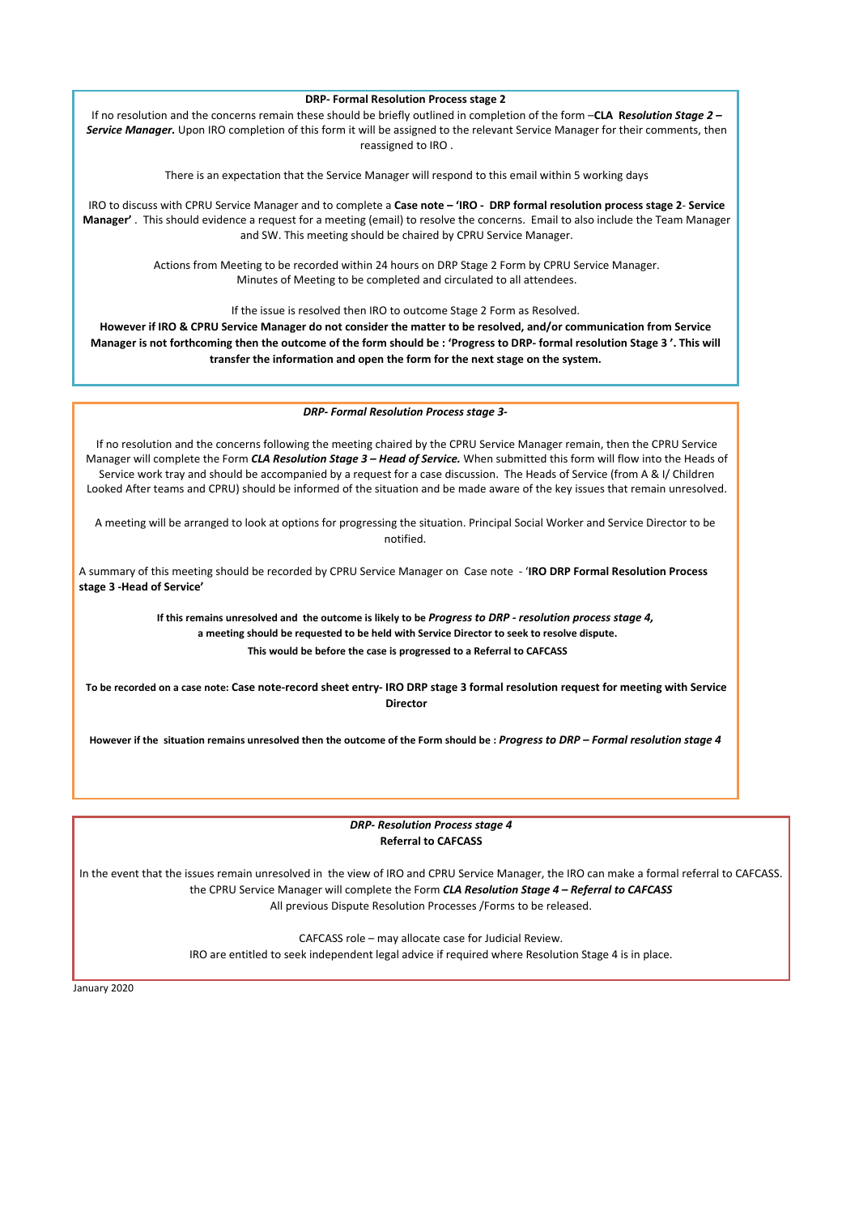### DRP- Formal Resolution Process stage 2

If no resolution and the concerns remain these should be briefly outlined in completion of the form –**CLA Resolution Stage 2 – Service Manager.** Upon IRO completion of this form it will be assigned to the relevant Service Manager for their comments, then reassigned to IRO .

There is an expectation that the Service Manager will respond to this email within 5 working days

IRO to discuss with CPRU Service Manager and to complete a **Case note – 'IRO - DRP formal resolution process stage 2- Service Manager'** . This should evidence a request for a meeting (email) to resolve the concerns. Email to also include the Team Manager and SW. This meeting should be chaired by CPRU Service Manager.

Actions from Meeting to be recorded within 24 hours on DRP Stage 2 Form by CPRU Service Manager. Minutes of Meeting to be completed and circulated to all attendees.

If the issue is resolved then IRO to outcome Stage 2 Form as Resolved.

**However if IRO & CPRU Service Manager do not consider the matter to be resolved, and/or communication from Service Manager is not forthcoming then the outcome of the form should be : 'Progress to DRP- formal resolution Stage 3 '. This will transfer the information and open the form for the next stage on the system.**

### *DRP- Formal Resolution Process stage 3-*

If no resolution and the concerns following the meeting chaired by the CPRU Service Manager remain, then the CPRU Service Manager will complete the Form ***CLA Resolution Stage 3 – Head of Service.*** When submitted this form will flow into the Heads of Service work tray and should be accompanied by a request for a case discussion. The Heads of Service (from A & I/ Children Looked After teams and CPRU) should be informed of the situation and be made aware of the key issues that remain unresolved.

A meeting will be arranged to look at options for progressing the situation. Principal Social Worker and Service Director to be notified.

A summary of this meeting should be recorded by CPRU Service Manager on Case note - '**IRO DRP Formal Resolution Process stage 3 -Head of Service'**

**If this remains unresolved and the outcome is likely to be *Progress to DRP - resolution process stage 4,* a meeting should be requested to be held with Service Director to seek to resolve dispute. This would be before the case is progressed to a Referral to CAFCASS**

**To be recorded on a case note: Case note-record sheet entry- IRO DRP stage 3 formal resolution request for meeting with Service Director**

**However if the situation remains unresolved then the outcome of the Form should be : *Progress to DRP – Formal resolution stage 4***

### *DRP- Resolution Process stage 4*
### Referral to CAFCASS

In the event that the issues remain unresolved in the view of IRO and CPRU Service Manager, the IRO can make a formal referral to CAFCASS. the CPRU Service Manager will complete the Form ***CLA Resolution Stage 4 – Referral to CAFCASS***
All previous Dispute Resolution Processes /Forms to be released.

CAFCASS role – may allocate case for Judicial Review.
IRO are entitled to seek independent legal advice if required where Resolution Stage 4 is in place.

January 2020